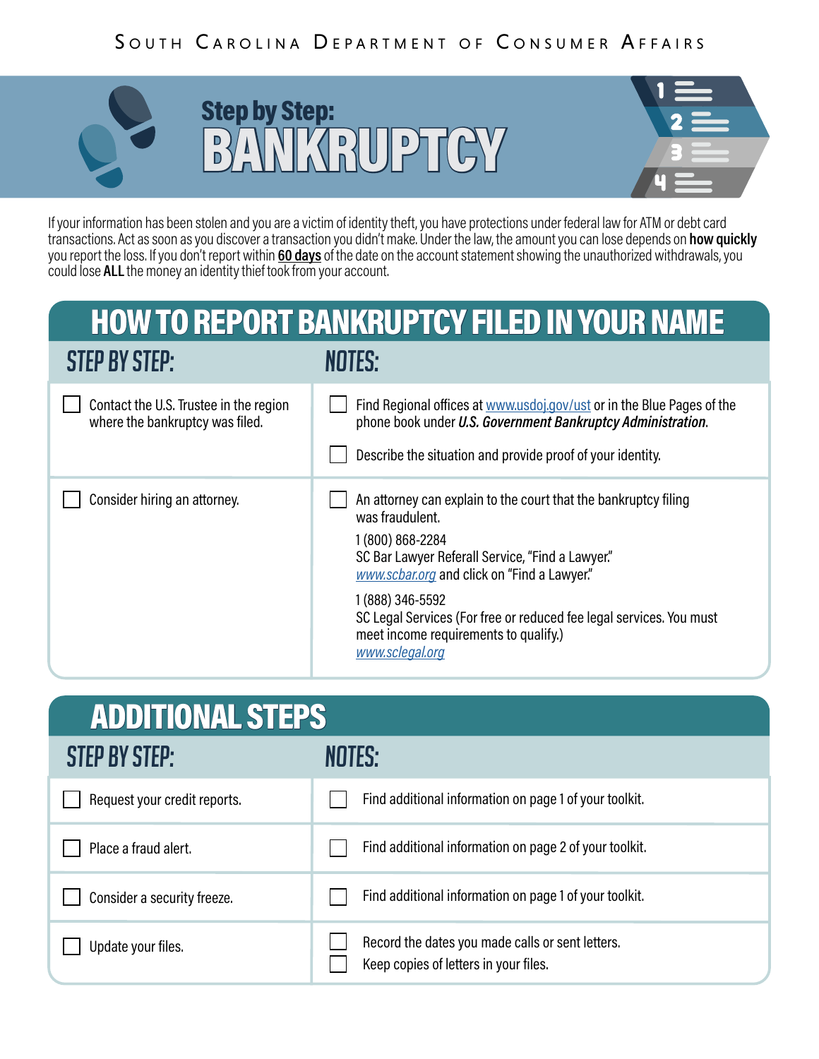South Carolina Department of Consumer Affairs

# Step by Step: BANKRUPTCY

If your information has been stolen and you are a victim of identity theft, you have protections under federal law for ATM or debt card transactions. Act as soon as you discover a transaction you didn't make. Under the law, the amount you can lose depends on **how quickly** you report the loss. If you don't report within **60 days** of the date on the account statement showing the unauthorized withdrawals, you could lose **ALL** the money an identity thief took from your account.

## HOW TO REPORT BANKRUPTCY FILED IN YOUR NAME

| STEP BY STEP: | NOTES: |
|---|---|
| ☐ Contact the U.S. Trustee in the region where the bankruptcy was filed. | ☐ Find Regional offices at www.usdoj.gov/ust or in the Blue Pages of the phone book under ***U.S. Government Bankruptcy Administration***.<br>☐ Describe the situation and provide proof of your identity. |
| ☐ Consider hiring an attorney. | ☐ An attorney can explain to the court that the bankruptcy filing was fraudulent.<br>1 (800) 868-2284<br>SC Bar Lawyer Referall Service, "Find a Lawyer."<br>*www.scbar.org* and click on "Find a Lawyer."<br>1 (888) 346-5592<br>SC Legal Services (For free or reduced fee legal services. You must meet income requirements to qualify.)<br>*www.sclegal.org* |

## ADDITIONAL STEPS

| STEP BY STEP: | NOTES: |
|---|---|
| ☐ Request your credit reports. | ☐ Find additional information on page 1 of your toolkit. |
| ☐ Place a fraud alert. | ☐ Find additional information on page 2 of your toolkit. |
| ☐ Consider a security freeze. | ☐ Find additional information on page 1 of your toolkit. |
| ☐ Update your files. | ☐ Record the dates you made calls or sent letters.<br>☐ Keep copies of letters in your files. |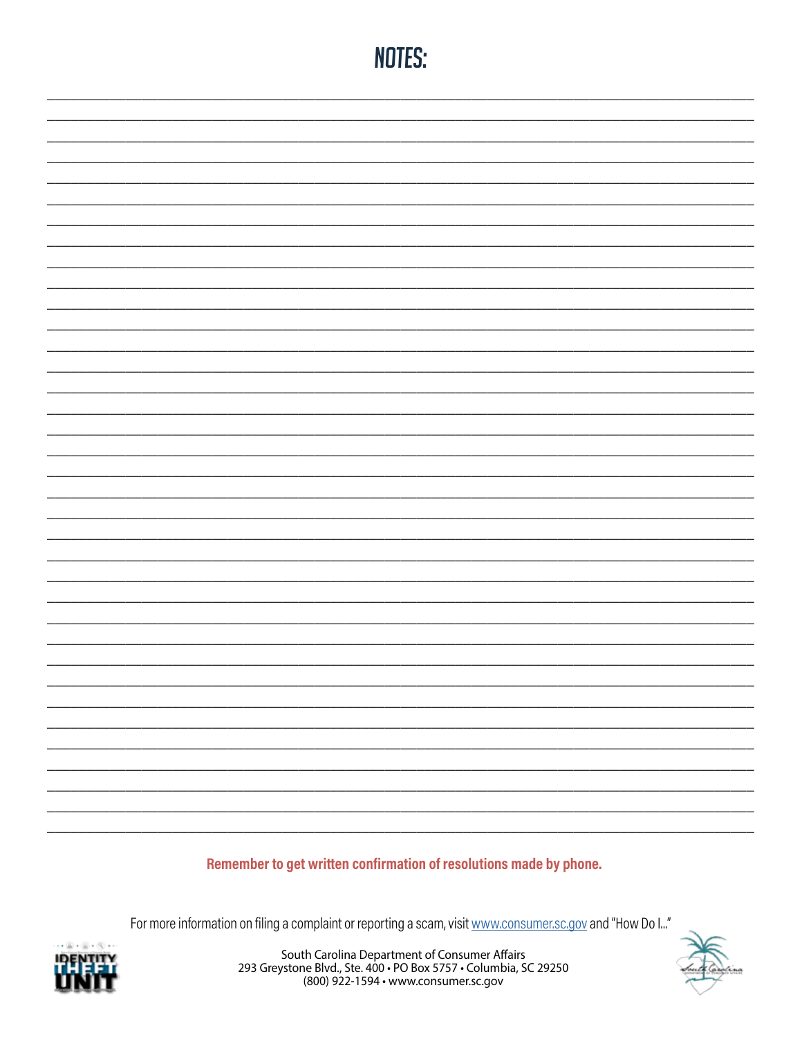# NOTES:

**Remember to get written confirmation of resolutions made by phone.**

For more information on filing a complaint or reporting a scam, visit [www.consumer.sc.gov](http://www.consumer.sc.gov) and "How Do I..."

South Carolina Department of Consumer Affairs
293 Greystone Blvd., Ste. 400 • PO Box 5757 • Columbia, SC 29250
(800) 922-1594 • www.consumer.sc.gov